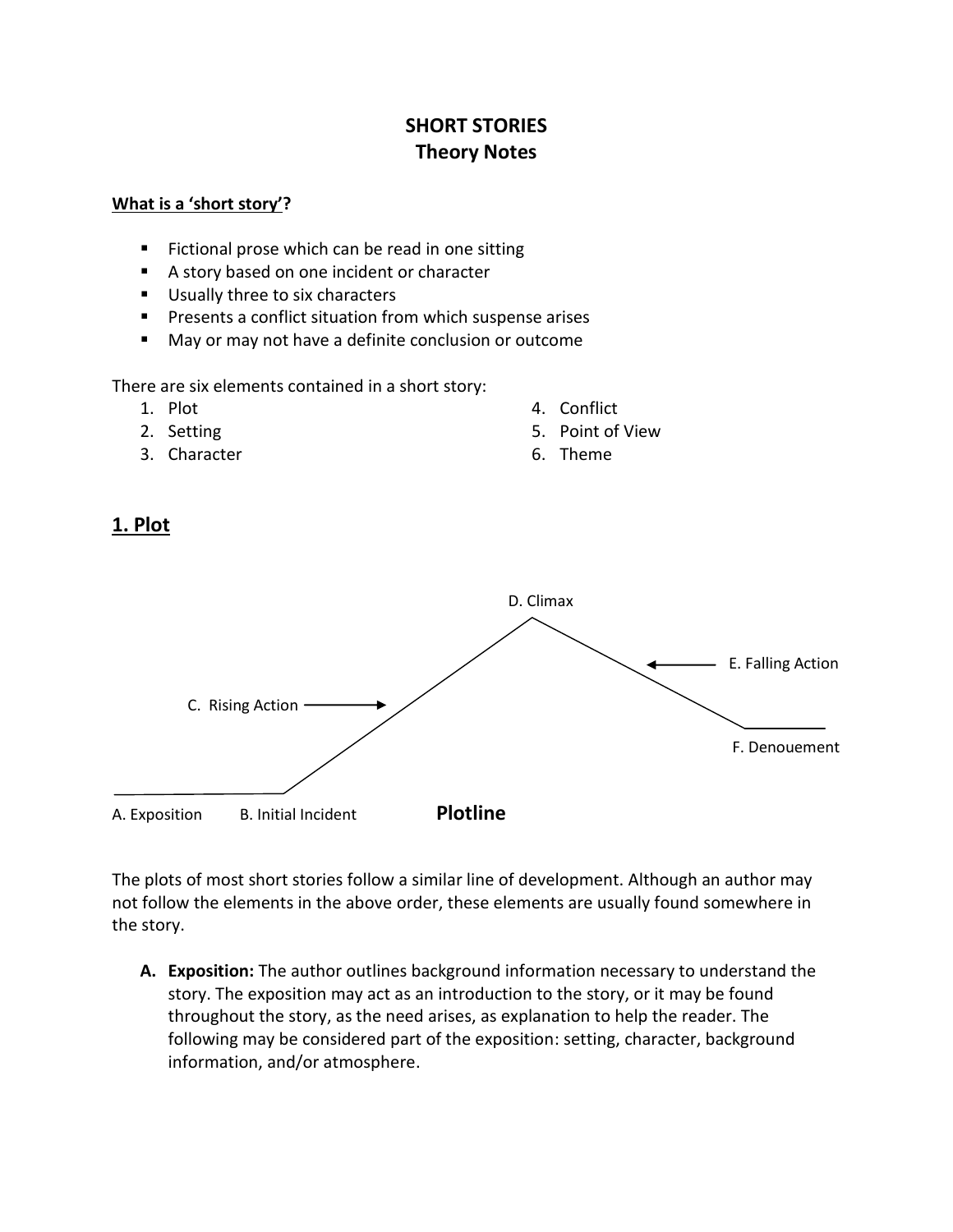# SHORT STORIES
## Theory Notes

**What is a 'short story'?**

- Fictional prose which can be read in one sitting
- A story based on one incident or character
- Usually three to six characters
- Presents a conflict situation from which suspense arises
- May or may not have a definite conclusion or outcome

There are six elements contained in a short story:

1. Plot
2. Setting
3. Character
4. Conflict
5. Point of View
6. Theme

## 1. Plot

D. Climax

C. Rising Action

E. Falling Action

F. Denouement

A. Exposition B. Initial Incident

**Plotline**

The plots of most short stories follow a similar line of development. Although an author may not follow the elements in the above order, these elements are usually found somewhere in the story.

A. **Exposition:** The author outlines background information necessary to understand the story. The exposition may act as an introduction to the story, or it may be found throughout the story, as the need arises, as explanation to help the reader. The following may be considered part of the exposition: setting, character, background information, and/or atmosphere.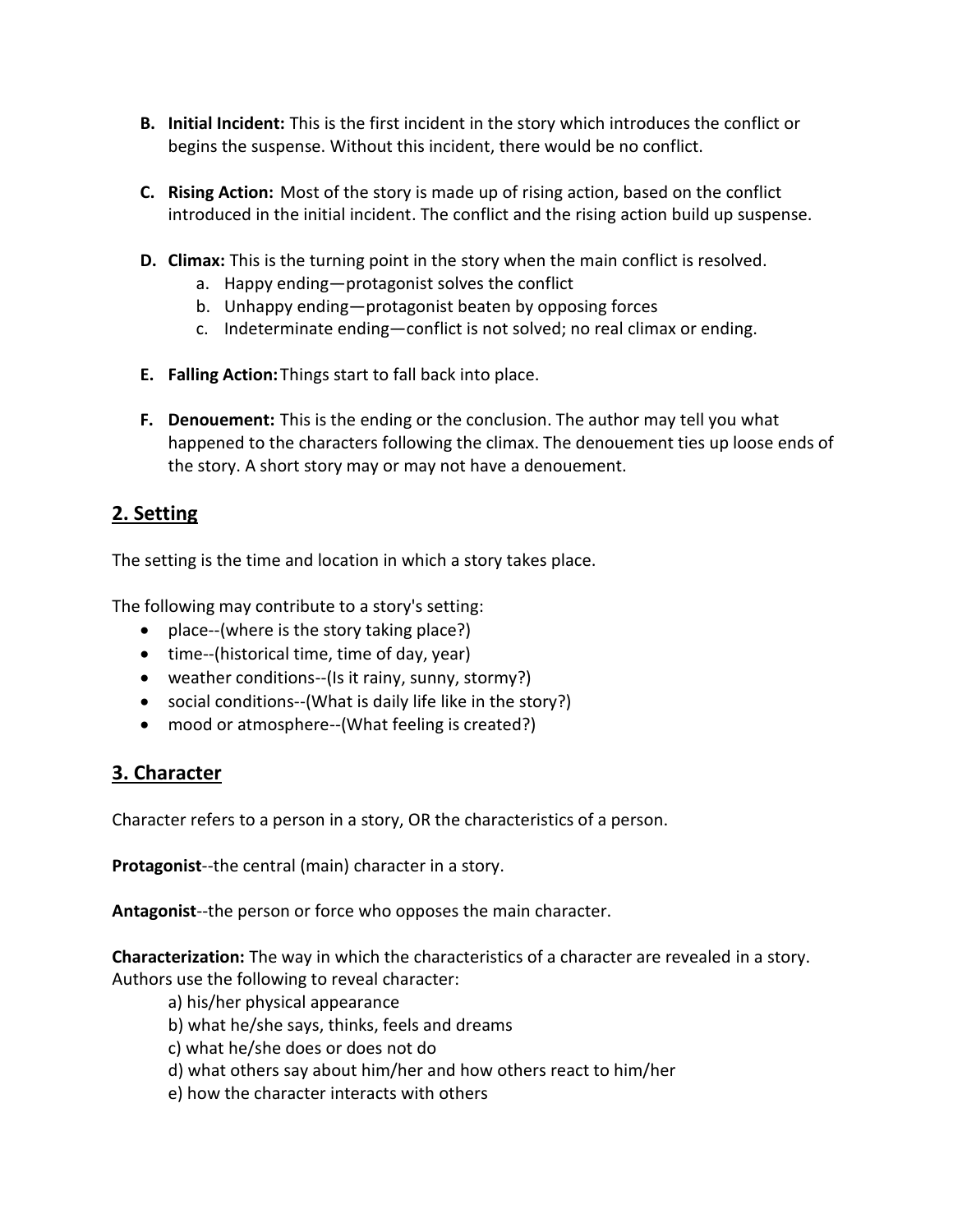B. **Initial Incident:** This is the first incident in the story which introduces the conflict or begins the suspense. Without this incident, there would be no conflict.

C. **Rising Action:** Most of the story is made up of rising action, based on the conflict introduced in the initial incident. The conflict and the rising action build up suspense.

D. **Climax:** This is the turning point in the story when the main conflict is resolved.
   a. Happy ending—protagonist solves the conflict
   b. Unhappy ending—protagonist beaten by opposing forces
   c. Indeterminate ending—conflict is not solved; no real climax or ending.

E. **Falling Action:** Things start to fall back into place.

F. **Denouement:** This is the ending or the conclusion. The author may tell you what happened to the characters following the climax. The denouement ties up loose ends of the story. A short story may or may not have a denouement.

## 2. Setting

The setting is the time and location in which a story takes place.

The following may contribute to a story's setting:

- place--(where is the story taking place?)
- time--(historical time, time of day, year)
- weather conditions--(Is it rainy, sunny, stormy?)
- social conditions--(What is daily life like in the story?)
- mood or atmosphere--(What feeling is created?)

## 3. Character

Character refers to a person in a story, OR the characteristics of a person.

**Protagonist**--the central (main) character in a story.

**Antagonist**--the person or force who opposes the main character.

**Characterization:** The way in which the characteristics of a character are revealed in a story. Authors use the following to reveal character:

a) his/her physical appearance
b) what he/she says, thinks, feels and dreams
c) what he/she does or does not do
d) what others say about him/her and how others react to him/her
e) how the character interacts with others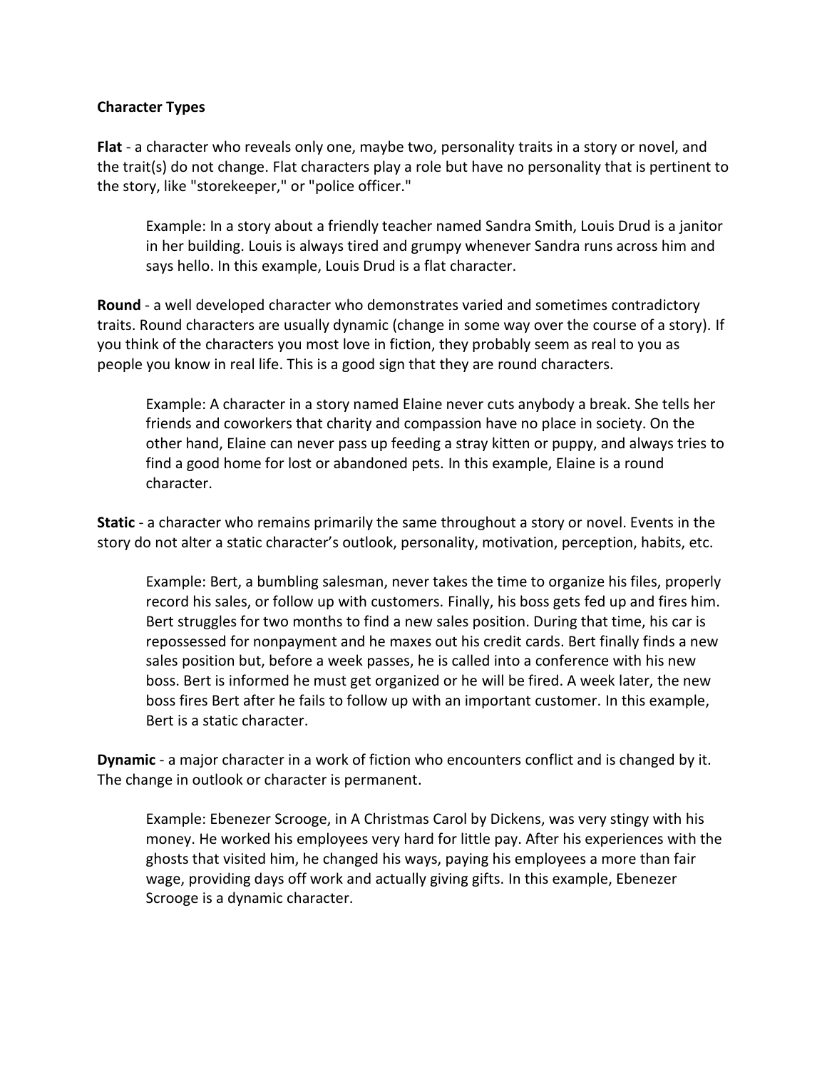**Character Types**

**Flat** - a character who reveals only one, maybe two, personality traits in a story or novel, and the trait(s) do not change. Flat characters play a role but have no personality that is pertinent to the story, like "storekeeper," or "police officer."

> Example: In a story about a friendly teacher named Sandra Smith, Louis Drud is a janitor in her building. Louis is always tired and grumpy whenever Sandra runs across him and says hello. In this example, Louis Drud is a flat character.

**Round** - a well developed character who demonstrates varied and sometimes contradictory traits. Round characters are usually dynamic (change in some way over the course of a story). If you think of the characters you most love in fiction, they probably seem as real to you as people you know in real life. This is a good sign that they are round characters.

> Example: A character in a story named Elaine never cuts anybody a break. She tells her friends and coworkers that charity and compassion have no place in society. On the other hand, Elaine can never pass up feeding a stray kitten or puppy, and always tries to find a good home for lost or abandoned pets. In this example, Elaine is a round character.

**Static** - a character who remains primarily the same throughout a story or novel. Events in the story do not alter a static character's outlook, personality, motivation, perception, habits, etc.

> Example: Bert, a bumbling salesman, never takes the time to organize his files, properly record his sales, or follow up with customers. Finally, his boss gets fed up and fires him. Bert struggles for two months to find a new sales position. During that time, his car is repossessed for nonpayment and he maxes out his credit cards. Bert finally finds a new sales position but, before a week passes, he is called into a conference with his new boss. Bert is informed he must get organized or he will be fired. A week later, the new boss fires Bert after he fails to follow up with an important customer. In this example, Bert is a static character.

**Dynamic** - a major character in a work of fiction who encounters conflict and is changed by it. The change in outlook or character is permanent.

> Example: Ebenezer Scrooge, in A Christmas Carol by Dickens, was very stingy with his money. He worked his employees very hard for little pay. After his experiences with the ghosts that visited him, he changed his ways, paying his employees a more than fair wage, providing days off work and actually giving gifts. In this example, Ebenezer Scrooge is a dynamic character.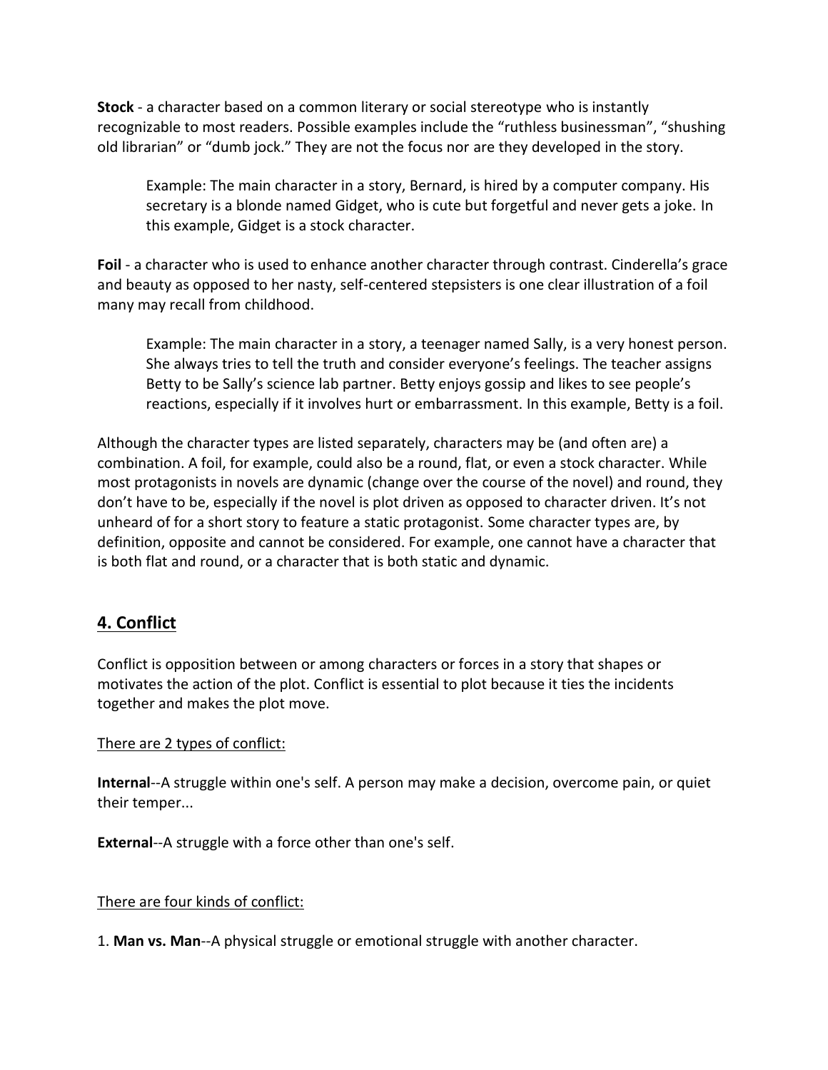**Stock** - a character based on a common literary or social stereotype who is instantly recognizable to most readers. Possible examples include the “ruthless businessman”, “shushing old librarian” or “dumb jock.” They are not the focus nor are they developed in the story.

> Example: The main character in a story, Bernard, is hired by a computer company. His secretary is a blonde named Gidget, who is cute but forgetful and never gets a joke. In this example, Gidget is a stock character.

**Foil** - a character who is used to enhance another character through contrast. Cinderella’s grace and beauty as opposed to her nasty, self-centered stepsisters is one clear illustration of a foil many may recall from childhood.

> Example: The main character in a story, a teenager named Sally, is a very honest person. She always tries to tell the truth and consider everyone’s feelings. The teacher assigns Betty to be Sally’s science lab partner. Betty enjoys gossip and likes to see people’s reactions, especially if it involves hurt or embarrassment. In this example, Betty is a foil.

Although the character types are listed separately, characters may be (and often are) a combination. A foil, for example, could also be a round, flat, or even a stock character. While most protagonists in novels are dynamic (change over the course of the novel) and round, they don’t have to be, especially if the novel is plot driven as opposed to character driven. It’s not unheard of for a short story to feature a static protagonist. Some character types are, by definition, opposite and cannot be considered. For example, one cannot have a character that is both flat and round, or a character that is both static and dynamic.

## 4. Conflict

Conflict is opposition between or among characters or forces in a story that shapes or motivates the action of the plot. Conflict is essential to plot because it ties the incidents together and makes the plot move.

<u>There are 2 types of conflict:</u>

**Internal**--A struggle within one's self. A person may make a decision, overcome pain, or quiet their temper...

**External**--A struggle with a force other than one's self.

<u>There are four kinds of conflict:</u>

1. **Man vs. Man**--A physical struggle or emotional struggle with another character.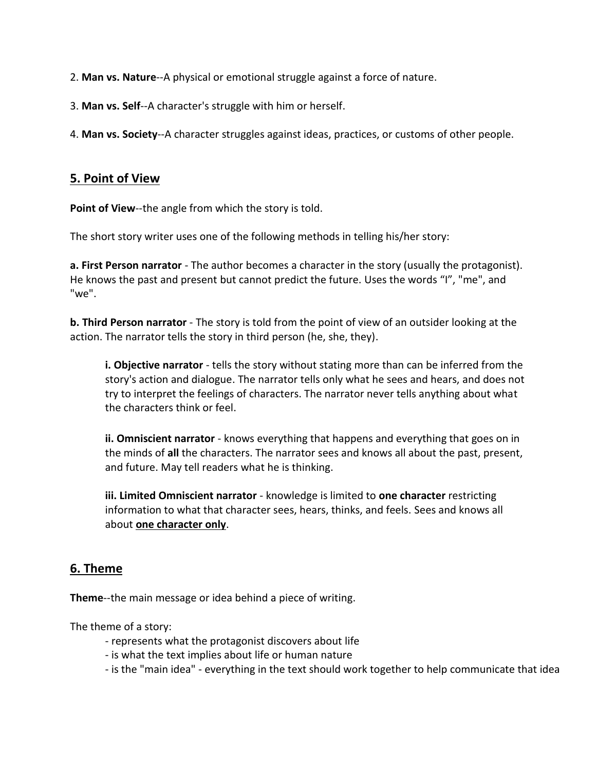2. **Man vs. Nature**--A physical or emotional struggle against a force of nature.

3. **Man vs. Self**--A character's struggle with him or herself.

4. **Man vs. Society**--A character struggles against ideas, practices, or customs of other people.

## 5. Point of View

**Point of View**--the angle from which the story is told.

The short story writer uses one of the following methods in telling his/her story:

**a. First Person narrator** - The author becomes a character in the story (usually the protagonist). He knows the past and present but cannot predict the future. Uses the words "I", "me", and "we".

**b. Third Person narrator** - The story is told from the point of view of an outsider looking at the action. The narrator tells the story in third person (he, she, they).

> **i. Objective narrator** - tells the story without stating more than can be inferred from the story's action and dialogue. The narrator tells only what he sees and hears, and does not try to interpret the feelings of characters. The narrator never tells anything about what the characters think or feel.
>
> **ii. Omniscient narrator** - knows everything that happens and everything that goes on in the minds of **all** the characters. The narrator sees and knows all about the past, present, and future. May tell readers what he is thinking.
>
> **iii. Limited Omniscient narrator** - knowledge is limited to **one character** restricting information to what that character sees, hears, thinks, and feels. Sees and knows all about **one character only**.

## 6. Theme

**Theme**--the main message or idea behind a piece of writing.

The theme of a story:

- represents what the protagonist discovers about life
- is what the text implies about life or human nature
- is the "main idea" - everything in the text should work together to help communicate that idea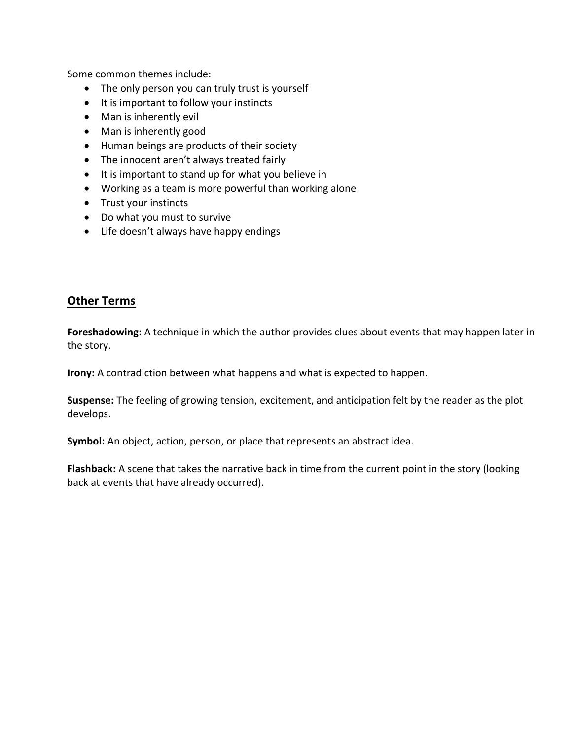Some common themes include:

- The only person you can truly trust is yourself
- It is important to follow your instincts
- Man is inherently evil
- Man is inherently good
- Human beings are products of their society
- The innocent aren't always treated fairly
- It is important to stand up for what you believe in
- Working as a team is more powerful than working alone
- Trust your instincts
- Do what you must to survive
- Life doesn't always have happy endings

## Other Terms

**Foreshadowing:** A technique in which the author provides clues about events that may happen later in the story.

**Irony:** A contradiction between what happens and what is expected to happen.

**Suspense:** The feeling of growing tension, excitement, and anticipation felt by the reader as the plot develops.

**Symbol:** An object, action, person, or place that represents an abstract idea.

**Flashback:** A scene that takes the narrative back in time from the current point in the story (looking back at events that have already occurred).